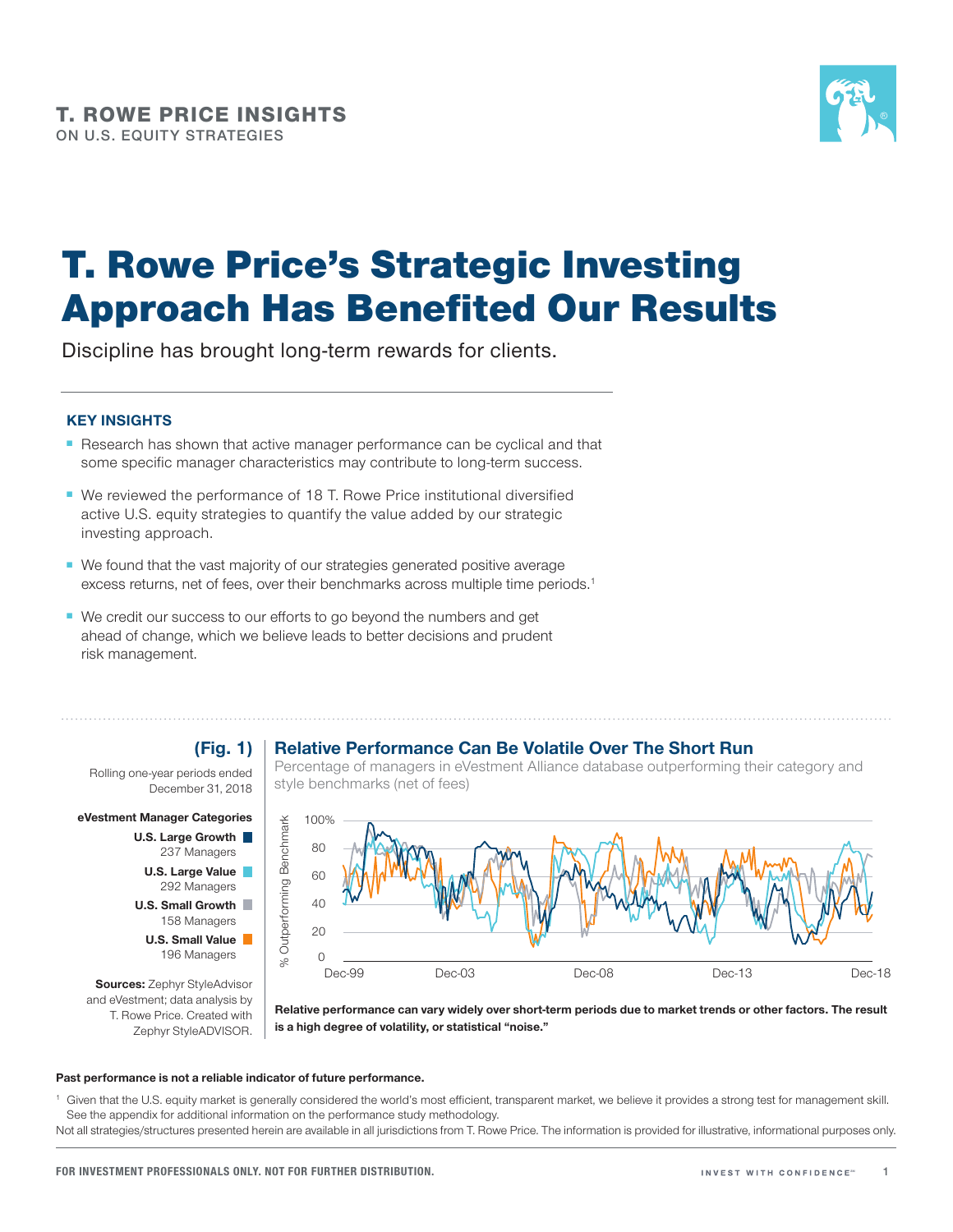T. ROWE PRICE INSIGHTS
ON U.S. EQUITY STRATEGIES

# T. Rowe Price's Strategic Investing Approach Has Benefited Our Results

Discipline has brought long-term rewards for clients.

### KEY INSIGHTS

- Research has shown that active manager performance can be cyclical and that some specific manager characteristics may contribute to long-term success.
- We reviewed the performance of 18 T. Rowe Price institutional diversified active U.S. equity strategies to quantify the value added by our strategic investing approach.
- We found that the vast majority of our strategies generated positive average excess returns, net of fees, over their benchmarks across multiple time periods.[1]
- We credit our success to our efforts to go beyond the numbers and get ahead of change, which we believe leads to better decisions and prudent risk management.

**(Fig. 1) Relative Performance Can Be Volatile Over The Short Run**

Percentage of managers in eVestment Alliance database outperforming their category and style benchmarks (net of fees)

Rolling one-year periods ended December 31, 2018

**eVestment Manager Categories**

- **U.S. Large Growth** 237 Managers
- **U.S. Large Value** 292 Managers
- **U.S. Small Growth** 158 Managers
- **U.S. Small Value** 196 Managers

**Sources:** Zephyr StyleAdvisor and eVestment; data analysis by T. Rowe Price. Created with Zephyr StyleADVISOR.

**Relative performance can vary widely over short-term periods due to market trends or other factors. The result is a high degree of volatility, or statistical "noise."**

**Past performance is not a reliable indicator of future performance.**

[1] Given that the U.S. equity market is generally considered the world's most efficient, transparent market, we believe it provides a strong test for management skill. See the appendix for additional information on the performance study methodology.

Not all strategies/structures presented herein are available in all jurisdictions from T. Rowe Price. The information is provided for illustrative, informational purposes only.

**FOR INVESTMENT PROFESSIONALS ONLY. NOT FOR FURTHER DISTRIBUTION.**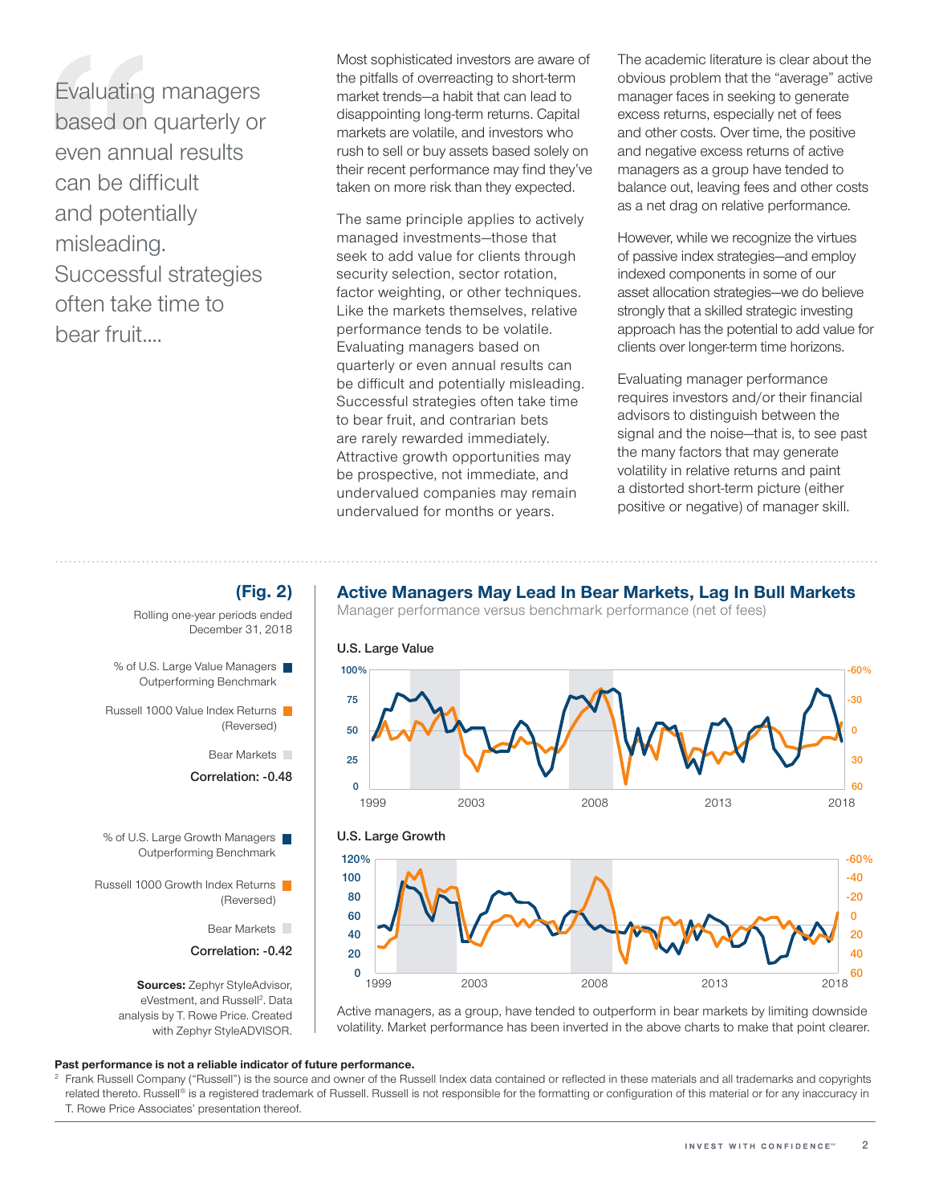> Evaluating managers based on quarterly or even annual results can be difficult and potentially misleading. Successful strategies often take time to bear fruit....

Most sophisticated investors are aware of the pitfalls of overreacting to short-term market trends—a habit that can lead to disappointing long-term returns. Capital markets are volatile, and investors who rush to sell or buy assets based solely on their recent performance may find they've taken on more risk than they expected.

The same principle applies to actively managed investments—those that seek to add value for clients through security selection, sector rotation, factor weighting, or other techniques. Like the markets themselves, relative performance tends to be volatile. Evaluating managers based on quarterly or even annual results can be difficult and potentially misleading. Successful strategies often take time to bear fruit, and contrarian bets are rarely rewarded immediately. Attractive growth opportunities may be prospective, not immediate, and undervalued companies may remain undervalued for months or years.

The academic literature is clear about the obvious problem that the "average" active manager faces in seeking to generate excess returns, especially net of fees and other costs. Over time, the positive and negative excess returns of active managers as a group have tended to balance out, leaving fees and other costs as a net drag on relative performance.

However, while we recognize the virtues of passive index strategies—and employ indexed components in some of our asset allocation strategies—we do believe strongly that a skilled strategic investing approach has the potential to add value for clients over longer-term time horizons.

Evaluating manager performance requires investors and/or their financial advisors to distinguish between the signal and the noise—that is, to see past the many factors that may generate volatility in relative returns and paint a distorted short-term picture (either positive or negative) of manager skill.

**(Fig. 2)**

## Active Managers May Lead In Bear Markets, Lag In Bull Markets

Manager performance versus benchmark performance (net of fees)

Rolling one-year periods ended December 31, 2018

**U.S. Large Value**

- % of U.S. Large Value Managers Outperforming Benchmark
- Russell 1000 Value Index Returns (Reversed)
- Bear Markets

**Correlation: -0.48**

**U.S. Large Growth**

- % of U.S. Large Growth Managers Outperforming Benchmark
- Russell 1000 Growth Index Returns (Reversed)
- Bear Markets

**Correlation: -0.42**

**Sources:** Zephyr StyleAdvisor, eVestment, and Russell[2]. Data analysis by T. Rowe Price. Created with Zephyr StyleADVISOR.

Active managers, as a group, have tended to outperform in bear markets by limiting downside volatility. Market performance has been inverted in the above charts to make that point clearer.

**Past performance is not a reliable indicator of future performance.**

[2] Frank Russell Company ("Russell") is the source and owner of the Russell Index data contained or reflected in these materials and all trademarks and copyrights related thereto. Russell® is a registered trademark of Russell. Russell is not responsible for the formatting or configuration of this material or for any inaccuracy in T. Rowe Price Associates' presentation thereof.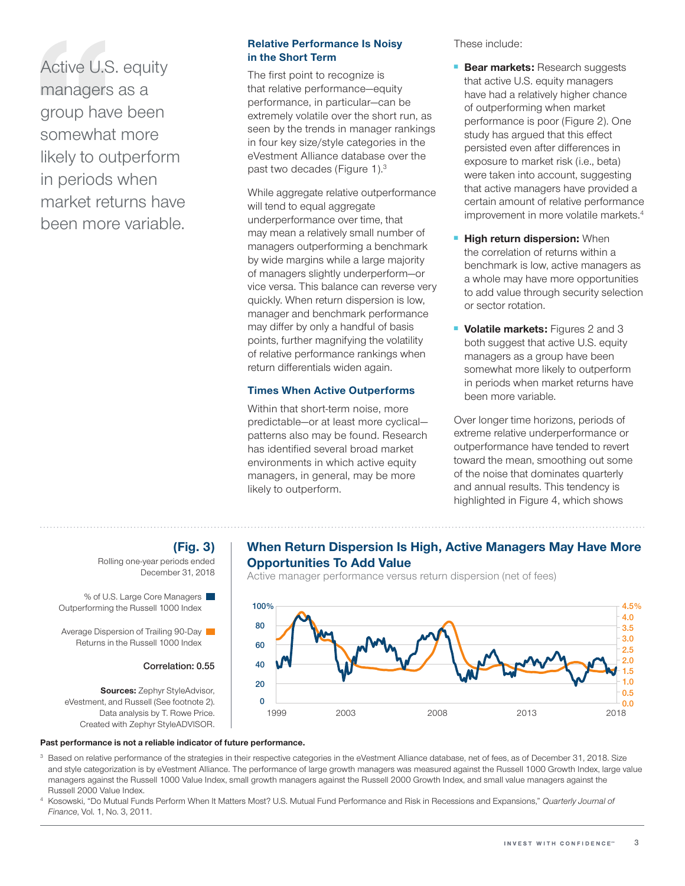Active U.S. equity managers as a group have been somewhat more likely to outperform in periods when market returns have been more variable.

### Relative Performance Is Noisy in the Short Term

The first point to recognize is that relative performance—equity performance, in particular—can be extremely volatile over the short run, as seen by the trends in manager rankings in four key size/style categories in the eVestment Alliance database over the past two decades (Figure 1).[3]

While aggregate relative outperformance will tend to equal aggregate underperformance over time, that may mean a relatively small number of managers outperforming a benchmark by wide margins while a large majority of managers slightly underperform—or vice versa. This balance can reverse very quickly. When return dispersion is low, manager and benchmark performance may differ by only a handful of basis points, further magnifying the volatility of relative performance rankings when return differentials widen again.

### Times When Active Outperforms

Within that short-term noise, more predictable—or at least more cyclical—patterns also may be found. Research has identified several broad market environments in which active equity managers, in general, may be more likely to outperform.

These include:

- **Bear markets:** Research suggests that active U.S. equity managers have had a relatively higher chance of outperforming when market performance is poor (Figure 2). One study has argued that this effect persisted even after differences in exposure to market risk (i.e., beta) were taken into account, suggesting that active managers have provided a certain amount of relative performance improvement in more volatile markets.[4]
- **High return dispersion:** When the correlation of returns within a benchmark is low, active managers as a whole may have more opportunities to add value through security selection or sector rotation.
- **Volatile markets:** Figures 2 and 3 both suggest that active U.S. equity managers as a group have been somewhat more likely to outperform in periods when market returns have been more variable.

Over longer time horizons, periods of extreme relative underperformance or outperformance have tended to revert toward the mean, smoothing out some of the noise that dominates quarterly and annual results. This tendency is highlighted in Figure 4, which shows

**(Fig. 3) When Return Dispersion Is High, Active Managers May Have More Opportunities To Add Value**

Active manager performance versus return dispersion (net of fees)

Rolling one-year periods ended December 31, 2018

% of U.S. Large Core Managers Outperforming the Russell 1000 Index

Average Dispersion of Trailing 90-Day Returns in the Russell 1000 Index

Correlation: 0.55

**Sources:** Zephyr StyleAdvisor, eVestment, and Russell (See footnote 2). Data analysis by T. Rowe Price. Created with Zephyr StyleADVISOR.

**Past performance is not a reliable indicator of future performance.**

[3] Based on relative performance of the strategies in their respective categories in the eVestment Alliance database, net of fees, as of December 31, 2018. Size and style categorization is by eVestment Alliance. The performance of large growth managers was measured against the Russell 1000 Growth Index, large value managers against the Russell 1000 Value Index, small growth managers against the Russell 2000 Growth Index, and small value managers against the Russell 2000 Value Index.

[4] Kosowski, "Do Mutual Funds Perform When It Matters Most? U.S. Mutual Fund Performance and Risk in Recessions and Expansions," *Quarterly Journal of Finance*, Vol. 1, No. 3, 2011.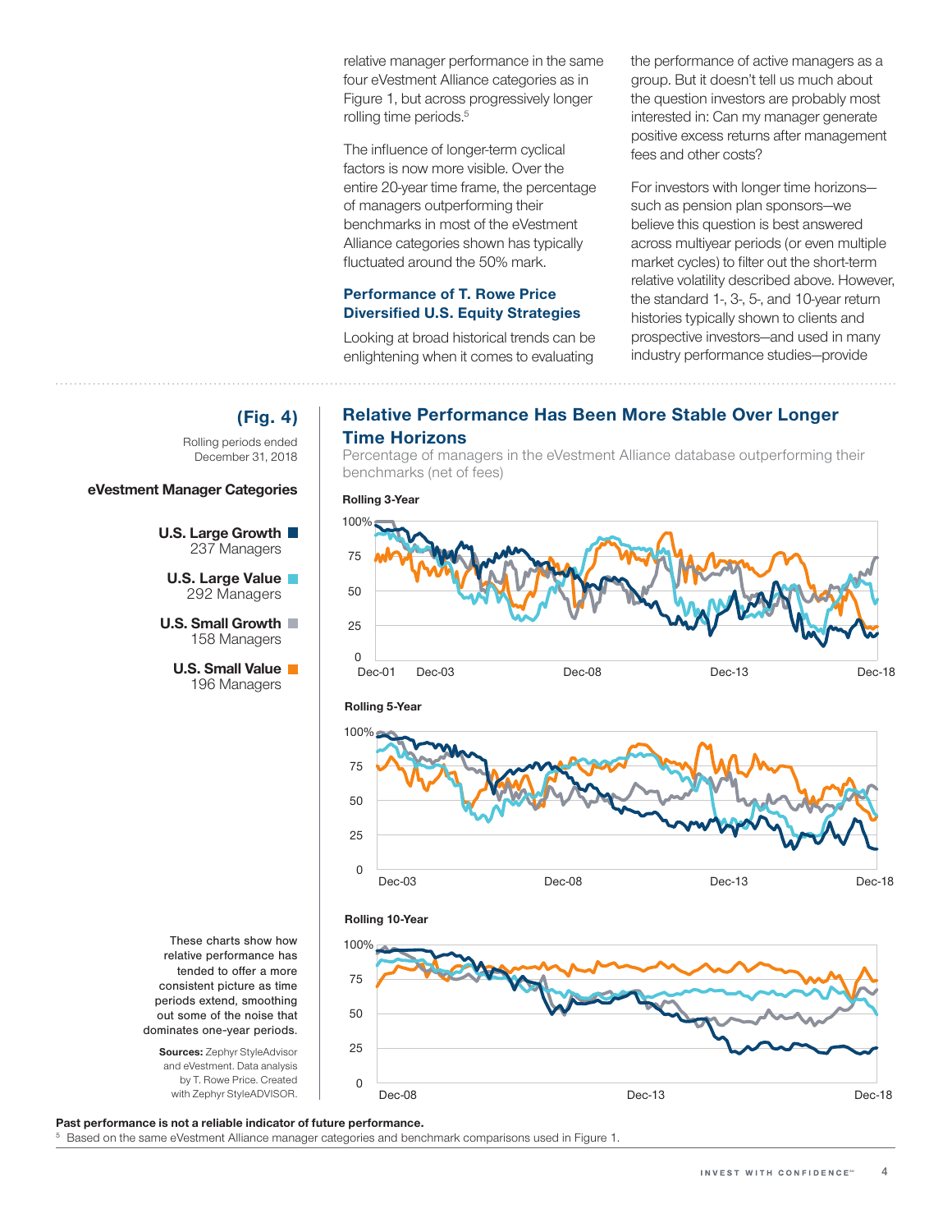relative manager performance in the same four eVestment Alliance categories as in Figure 1, but across progressively longer rolling time periods.[5]

The influence of longer-term cyclical factors is now more visible. Over the entire 20-year time frame, the percentage of managers outperforming their benchmarks in most of the eVestment Alliance categories shown has typically fluctuated around the 50% mark.

### Performance of T. Rowe Price Diversified U.S. Equity Strategies

Looking at broad historical trends can be enlightening when it comes to evaluating the performance of active managers as a group. But it doesn't tell us much about the question investors are probably most interested in: Can my manager generate positive excess returns after management fees and other costs?

For investors with longer time horizons—such as pension plan sponsors—we believe this question is best answered across multiyear periods (or even multiple market cycles) to filter out the short-term relative volatility described above. However, the standard 1-, 3-, 5-, and 10-year return histories typically shown to clients and prospective investors—and used in many industry performance studies—provide

**(Fig. 4)**

## Relative Performance Has Been More Stable Over Longer Time Horizons

Percentage of managers in the eVestment Alliance database outperforming their benchmarks (net of fees)

Rolling periods ended December 31, 2018

**eVestment Manager Categories**

- **U.S. Large Growth** 237 Managers
- **U.S. Large Value** 292 Managers
- **U.S. Small Growth** 158 Managers
- **U.S. Small Value** 196 Managers

**Rolling 3-Year**

**Rolling 5-Year**

**Rolling 10-Year**

These charts show how relative performance has tended to offer a more consistent picture as time periods extend, smoothing out some of the noise that dominates one-year periods.

**Sources:** Zephyr StyleAdvisor and eVestment. Data analysis by T. Rowe Price. Created with Zephyr StyleADVISOR.

**Past performance is not a reliable indicator of future performance.**

[5] Based on the same eVestment Alliance manager categories and benchmark comparisons used in Figure 1.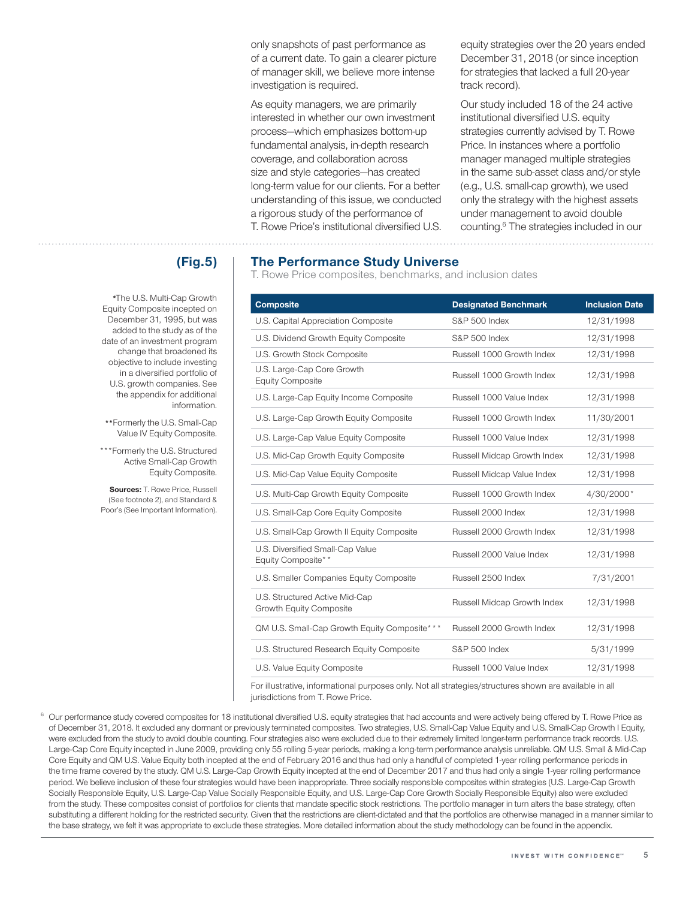only snapshots of past performance as of a current date. To gain a clearer picture of manager skill, we believe more intense investigation is required.

As equity managers, we are primarily interested in whether our own investment process—which emphasizes bottom-up fundamental analysis, in-depth research coverage, and collaboration across size and style categories—has created long-term value for our clients. For a better understanding of this issue, we conducted a rigorous study of the performance of T. Rowe Price's institutional diversified U.S. equity strategies over the 20 years ended December 31, 2018 (or since inception for strategies that lacked a full 20-year track record).

Our study included 18 of the 24 active institutional diversified U.S. equity strategies currently advised by T. Rowe Price. In instances where a portfolio manager managed multiple strategies in the same sub-asset class and/or style (e.g., U.S. small-cap growth), we used only the strategy with the highest assets under management to avoid double counting.[6] The strategies included in our

## (Fig.5) The Performance Study Universe

T. Rowe Price composites, benchmarks, and inclusion dates

| Composite | Designated Benchmark | Inclusion Date |
|---|---|---|
| U.S. Capital Appreciation Composite | S&P 500 Index | 12/31/1998 |
| U.S. Dividend Growth Equity Composite | S&P 500 Index | 12/31/1998 |
| U.S. Growth Stock Composite | Russell 1000 Growth Index | 12/31/1998 |
| U.S. Large-Cap Core Growth Equity Composite | Russell 1000 Growth Index | 12/31/1998 |
| U.S. Large-Cap Equity Income Composite | Russell 1000 Value Index | 12/31/1998 |
| U.S. Large-Cap Growth Equity Composite | Russell 1000 Growth Index | 11/30/2001 |
| U.S. Large-Cap Value Equity Composite | Russell 1000 Value Index | 12/31/1998 |
| U.S. Mid-Cap Growth Equity Composite | Russell Midcap Growth Index | 12/31/1998 |
| U.S. Mid-Cap Value Equity Composite | Russell Midcap Value Index | 12/31/1998 |
| U.S. Multi-Cap Growth Equity Composite | Russell 1000 Growth Index | 4/30/2000* |
| U.S. Small-Cap Core Equity Composite | Russell 2000 Index | 12/31/1998 |
| U.S. Small-Cap Growth II Equity Composite | Russell 2000 Growth Index | 12/31/1998 |
| U.S. Diversified Small-Cap Value Equity Composite** | Russell 2000 Value Index | 12/31/1998 |
| U.S. Smaller Companies Equity Composite | Russell 2500 Index | 7/31/2001 |
| U.S. Structured Active Mid-Cap Growth Equity Composite | Russell Midcap Growth Index | 12/31/1998 |
| QM U.S. Small-Cap Growth Equity Composite*** | Russell 2000 Growth Index | 12/31/1998 |
| U.S. Structured Research Equity Composite | S&P 500 Index | 5/31/1999 |
| U.S. Value Equity Composite | Russell 1000 Value Index | 12/31/1998 |

For illustrative, informational purposes only. Not all strategies/structures shown are available in all jurisdictions from T. Rowe Price.

*The U.S. Multi-Cap Growth Equity Composite incepted on December 31, 1995, but was added to the study as of the date of an investment program change that broadened its objective to include investing in a diversified portfolio of U.S. growth companies. See the appendix for additional information.

**Formerly the U.S. Small-Cap Value IV Equity Composite.

***Formerly the U.S. Structured Active Small-Cap Growth Equity Composite.

**Sources:** T. Rowe Price, Russell (See footnote 2), and Standard & Poor's (See Important Information).

[6] Our performance study covered composites for 18 institutional diversified U.S. equity strategies that had accounts and were actively being offered by T. Rowe Price as of December 31, 2018. It excluded any dormant or previously terminated composites. Two strategies, U.S. Small-Cap Value Equity and U.S. Small-Cap Growth I Equity, were excluded from the study to avoid double counting. Four strategies also were excluded due to their extremely limited longer-term performance track records. U.S. Large-Cap Core Equity incepted in June 2009, providing only 55 rolling 5-year periods, making a long-term performance analysis unreliable. QM U.S. Small & Mid-Cap Core Equity and QM U.S. Value Equity both incepted at the end of February 2016 and thus had only a handful of completed 1-year rolling performance periods in the time frame covered by the study. QM U.S. Large-Cap Growth Equity incepted at the end of December 2017 and thus had only a single 1-year rolling performance period. We believe inclusion of these four strategies would have been inappropriate. Three socially responsible composites within strategies (U.S. Large-Cap Growth Socially Responsible Equity, U.S. Large-Cap Value Socially Responsible Equity, and U.S. Large-Cap Core Growth Socially Responsible Equity) also were excluded from the study. These composites consist of portfolios for clients that mandate specific stock restrictions. The portfolio manager in turn alters the base strategy, often substituting a different holding for the restricted security. Given that the restrictions are client-dictated and that the portfolios are otherwise managed in a manner similar to the base strategy, we felt it was appropriate to exclude these strategies. More detailed information about the study methodology can be found in the appendix.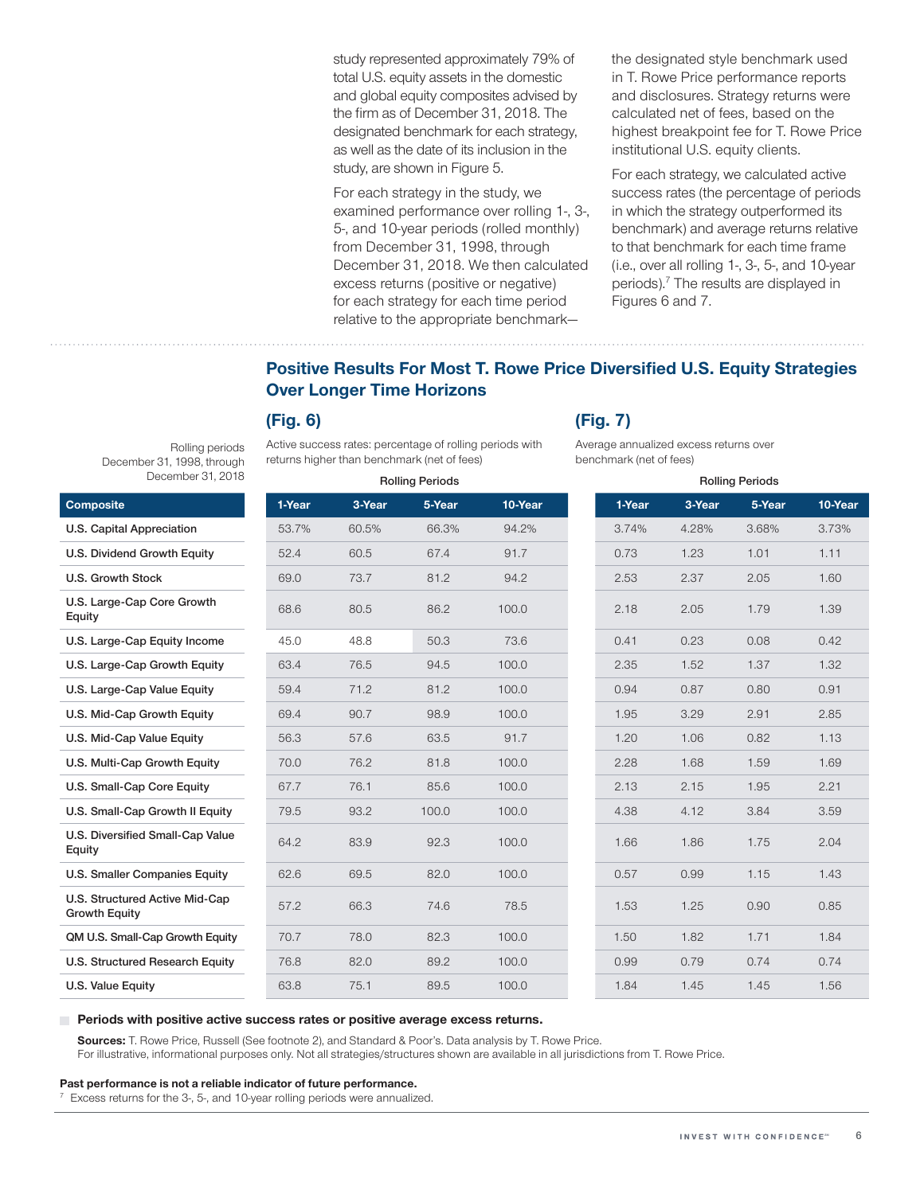study represented approximately 79% of total U.S. equity assets in the domestic and global equity composites advised by the firm as of December 31, 2018. The designated benchmark for each strategy, as well as the date of its inclusion in the study, are shown in Figure 5.

For each strategy in the study, we examined performance over rolling 1-, 3-, 5-, and 10-year periods (rolled monthly) from December 31, 1998, through December 31, 2018. We then calculated excess returns (positive or negative) for each strategy for each time period relative to the appropriate benchmark—the designated style benchmark used in T. Rowe Price performance reports and disclosures. Strategy returns were calculated net of fees, based on the highest breakpoint fee for T. Rowe Price institutional U.S. equity clients.

For each strategy, we calculated active success rates (the percentage of periods in which the strategy outperformed its benchmark) and average returns relative to that benchmark for each time frame (i.e., over all rolling 1-, 3-, 5-, and 10-year periods).[7] The results are displayed in Figures 6 and 7.

## Positive Results For Most T. Rowe Price Diversified U.S. Equity Strategies Over Longer Time Horizons

**(Fig. 6)** Active success rates: percentage of rolling periods with returns higher than benchmark (net of fees)

**(Fig. 7)** Average annualized excess returns over benchmark (net of fees)

Rolling periods December 31, 1998, through December 31, 2018

| Composite | Fig. 6 Rolling Periods 1-Year | 3-Year | 5-Year | 10-Year | Fig. 7 Rolling Periods 1-Year | 3-Year | 5-Year | 10-Year |
|---|---|---|---|---|---|---|---|---|
| U.S. Capital Appreciation | 53.7% | 60.5% | 66.3% | 94.2% | 3.74% | 4.28% | 3.68% | 3.73% |
| U.S. Dividend Growth Equity | 52.4 | 60.5 | 67.4 | 91.7 | 0.73 | 1.23 | 1.01 | 1.11 |
| U.S. Growth Stock | 69.0 | 73.7 | 81.2 | 94.2 | 2.53 | 2.37 | 2.05 | 1.60 |
| U.S. Large-Cap Core Growth Equity | 68.6 | 80.5 | 86.2 | 100.0 | 2.18 | 2.05 | 1.79 | 1.39 |
| U.S. Large-Cap Equity Income | 45.0 | 48.8 | 50.3 | 73.6 | 0.41 | 0.23 | 0.08 | 0.42 |
| U.S. Large-Cap Growth Equity | 63.4 | 76.5 | 94.5 | 100.0 | 2.35 | 1.52 | 1.37 | 1.32 |
| U.S. Large-Cap Value Equity | 59.4 | 71.2 | 81.2 | 100.0 | 0.94 | 0.87 | 0.80 | 0.91 |
| U.S. Mid-Cap Growth Equity | 69.4 | 90.7 | 98.9 | 100.0 | 1.95 | 3.29 | 2.91 | 2.85 |
| U.S. Mid-Cap Value Equity | 56.3 | 57.6 | 63.5 | 91.7 | 1.20 | 1.06 | 0.82 | 1.13 |
| U.S. Multi-Cap Growth Equity | 70.0 | 76.2 | 81.8 | 100.0 | 2.28 | 1.68 | 1.59 | 1.69 |
| U.S. Small-Cap Core Equity | 67.7 | 76.1 | 85.6 | 100.0 | 2.13 | 2.15 | 1.95 | 2.21 |
| U.S. Small-Cap Growth II Equity | 79.5 | 93.2 | 100.0 | 100.0 | 4.38 | 4.12 | 3.84 | 3.59 |
| U.S. Diversified Small-Cap Value Equity | 64.2 | 83.9 | 92.3 | 100.0 | 1.66 | 1.86 | 1.75 | 2.04 |
| U.S. Smaller Companies Equity | 62.6 | 69.5 | 82.0 | 100.0 | 0.57 | 0.99 | 1.15 | 1.43 |
| U.S. Structured Active Mid-Cap Growth Equity | 57.2 | 66.3 | 74.6 | 78.5 | 1.53 | 1.25 | 0.90 | 0.85 |
| QM U.S. Small-Cap Growth Equity | 70.7 | 78.0 | 82.3 | 100.0 | 1.50 | 1.82 | 1.71 | 1.84 |
| U.S. Structured Research Equity | 76.8 | 82.0 | 89.2 | 100.0 | 0.99 | 0.79 | 0.74 | 0.74 |
| U.S. Value Equity | 63.8 | 75.1 | 89.5 | 100.0 | 1.84 | 1.45 | 1.45 | 1.56 |

**Periods with positive active success rates or positive average excess returns.**

**Sources:** T. Rowe Price, Russell (See footnote 2), and Standard & Poor's. Data analysis by T. Rowe Price.
For illustrative, informational purposes only. Not all strategies/structures shown are available in all jurisdictions from T. Rowe Price.

**Past performance is not a reliable indicator of future performance.**

[7] Excess returns for the 3-, 5-, and 10-year rolling periods were annualized.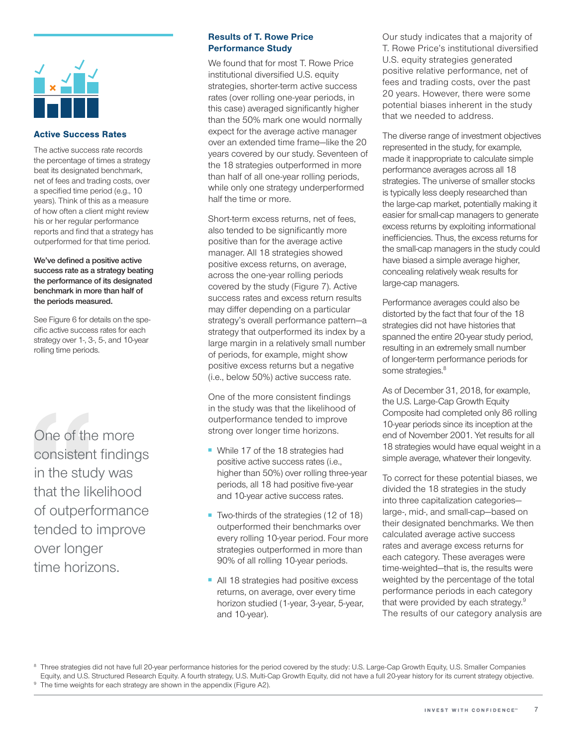### Active Success Rates

The active success rate records the percentage of times a strategy beat its designated benchmark, net of fees and trading costs, over a specified time period (e.g., 10 years). Think of this as a measure of how often a client might review his or her regular performance reports and find that a strategy has outperformed for that time period.

**We've defined a positive active success rate as a strategy beating the performance of its designated benchmark in more than half of the periods measured.**

See Figure 6 for details on the specific active success rates for each strategy over 1-, 3-, 5-, and 10-year rolling time periods.

> One of the more consistent findings in the study was that the likelihood of outperformance tended to improve over longer time horizons.

## Results of T. Rowe Price Performance Study

We found that for most T. Rowe Price institutional diversified U.S. equity strategies, shorter-term active success rates (over rolling one-year periods, in this case) averaged significantly higher than the 50% mark one would normally expect for the average active manager over an extended time frame—like the 20 years covered by our study. Seventeen of the 18 strategies outperformed in more than half of all one-year rolling periods, while only one strategy underperformed half the time or more.

Short-term excess returns, net of fees, also tended to be significantly more positive than for the average active manager. All 18 strategies showed positive excess returns, on average, across the one-year rolling periods covered by the study (Figure 7). Active success rates and excess return results may differ depending on a particular strategy's overall performance pattern—a strategy that outperformed its index by a large margin in a relatively small number of periods, for example, might show positive excess returns but a negative (i.e., below 50%) active success rate.

One of the more consistent findings in the study was that the likelihood of outperformance tended to improve strong over longer time horizons.

- While 17 of the 18 strategies had positive active success rates (i.e., higher than 50%) over rolling three-year periods, all 18 had positive five-year and 10-year active success rates.
- Two-thirds of the strategies (12 of 18) outperformed their benchmarks over every rolling 10-year period. Four more strategies outperformed in more than 90% of all rolling 10-year periods.
- All 18 strategies had positive excess returns, on average, over every time horizon studied (1-year, 3-year, 5-year, and 10-year).

Our study indicates that a majority of T. Rowe Price's institutional diversified U.S. equity strategies generated positive relative performance, net of fees and trading costs, over the past 20 years. However, there were some potential biases inherent in the study that we needed to address.

The diverse range of investment objectives represented in the study, for example, made it inappropriate to calculate simple performance averages across all 18 strategies. The universe of smaller stocks is typically less deeply researched than the large-cap market, potentially making it easier for small-cap managers to generate excess returns by exploiting informational inefficiencies. Thus, the excess returns for the small-cap managers in the study could have biased a simple average higher, concealing relatively weak results for large-cap managers.

Performance averages could also be distorted by the fact that four of the 18 strategies did not have histories that spanned the entire 20-year study period, resulting in an extremely small number of longer-term performance periods for some strategies.[8]

As of December 31, 2018, for example, the U.S. Large-Cap Growth Equity Composite had completed only 86 rolling 10-year periods since its inception at the end of November 2001. Yet results for all 18 strategies would have equal weight in a simple average, whatever their longevity.

To correct for these potential biases, we divided the 18 strategies in the study into three capitalization categories—large-, mid-, and small-cap—based on their designated benchmarks. We then calculated average active success rates and average excess returns for each category. These averages were time-weighted—that is, the results were weighted by the percentage of the total performance periods in each category that were provided by each strategy.[9] The results of our category analysis are

[8] Three strategies did not have full 20-year performance histories for the period covered by the study: U.S. Large-Cap Growth Equity, U.S. Smaller Companies Equity, and U.S. Structured Research Equity. A fourth strategy, U.S. Multi-Cap Growth Equity, did not have a full 20-year history for its current strategy objective.

[9] The time weights for each strategy are shown in the appendix (Figure A2).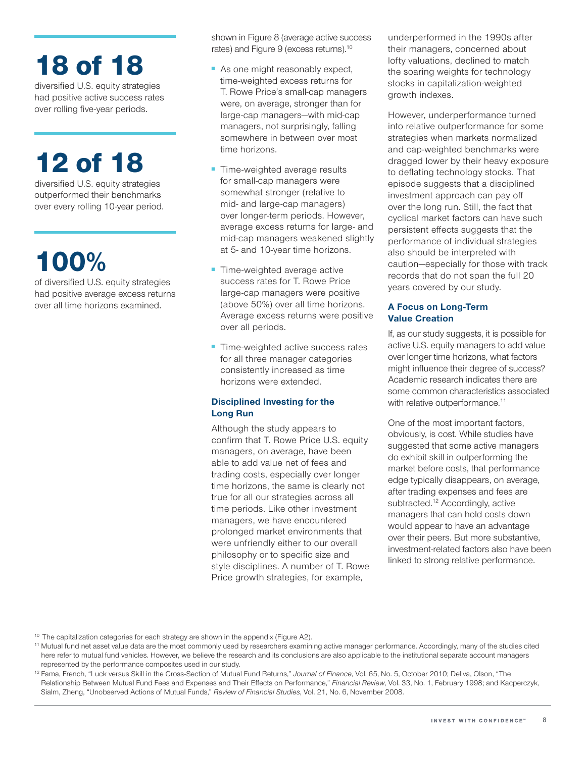**18 of 18**

diversified U.S. equity strategies had positive active success rates over rolling five-year periods.

**12 of 18**

diversified U.S. equity strategies outperformed their benchmarks over every rolling 10-year period.

**100%**

of diversified U.S. equity strategies had positive average excess returns over all time horizons examined.

shown in Figure 8 (average active success rates) and Figure 9 (excess returns).[10]

- As one might reasonably expect, time-weighted excess returns for T. Rowe Price's small-cap managers were, on average, stronger than for large-cap managers—with mid-cap managers, not surprisingly, falling somewhere in between over most time horizons.
- Time-weighted average results for small-cap managers were somewhat stronger (relative to mid- and large-cap managers) over longer-term periods. However, average excess returns for large- and mid-cap managers weakened slightly at 5- and 10-year time horizons.
- Time-weighted average active success rates for T. Rowe Price large-cap managers were positive (above 50%) over all time horizons. Average excess returns were positive over all periods.
- Time-weighted active success rates for all three manager categories consistently increased as time horizons were extended.

### Disciplined Investing for the Long Run

Although the study appears to confirm that T. Rowe Price U.S. equity managers, on average, have been able to add value net of fees and trading costs, especially over longer time horizons, the same is clearly not true for all our strategies across all time periods. Like other investment managers, we have encountered prolonged market environments that were unfriendly either to our overall philosophy or to specific size and style disciplines. A number of T. Rowe Price growth strategies, for example, underperformed in the 1990s after their managers, concerned about lofty valuations, declined to match the soaring weights for technology stocks in capitalization-weighted growth indexes.

However, underperformance turned into relative outperformance for some strategies when markets normalized and cap-weighted benchmarks were dragged lower by their heavy exposure to deflating technology stocks. That episode suggests that a disciplined investment approach can pay off over the long run. Still, the fact that cyclical market factors can have such persistent effects suggests that the performance of individual strategies also should be interpreted with caution—especially for those with track records that do not span the full 20 years covered by our study.

### A Focus on Long-Term Value Creation

If, as our study suggests, it is possible for active U.S. equity managers to add value over longer time horizons, what factors might influence their degree of success? Academic research indicates there are some common characteristics associated with relative outperformance.[11]

One of the most important factors, obviously, is cost. While studies have suggested that some active managers do exhibit skill in outperforming the market before costs, that performance edge typically disappears, on average, after trading expenses and fees are subtracted.[12] Accordingly, active managers that can hold costs down would appear to have an advantage over their peers. But more substantive, investment-related factors also have been linked to strong relative performance.

---

[10] The capitalization categories for each strategy are shown in the appendix (Figure A2).

[11] Mutual fund net asset value data are the most commonly used by researchers examining active manager performance. Accordingly, many of the studies cited here refer to mutual fund vehicles. However, we believe the research and its conclusions are also applicable to the institutional separate account managers represented by the performance composites used in our study.

[12] Fama, French, "Luck versus Skill in the Cross-Section of Mutual Fund Returns," *Journal of Finance*, Vol. 65, No. 5, October 2010; Dellva, Olson, "The Relationship Between Mutual Fund Fees and Expenses and Their Effects on Performance," *Financial Review*, Vol. 33, No. 1, February 1998; and Kacperczyk, Sialm, Zheng, "Unobserved Actions of Mutual Funds," *Review of Financial Studies*, Vol. 21, No. 6, November 2008.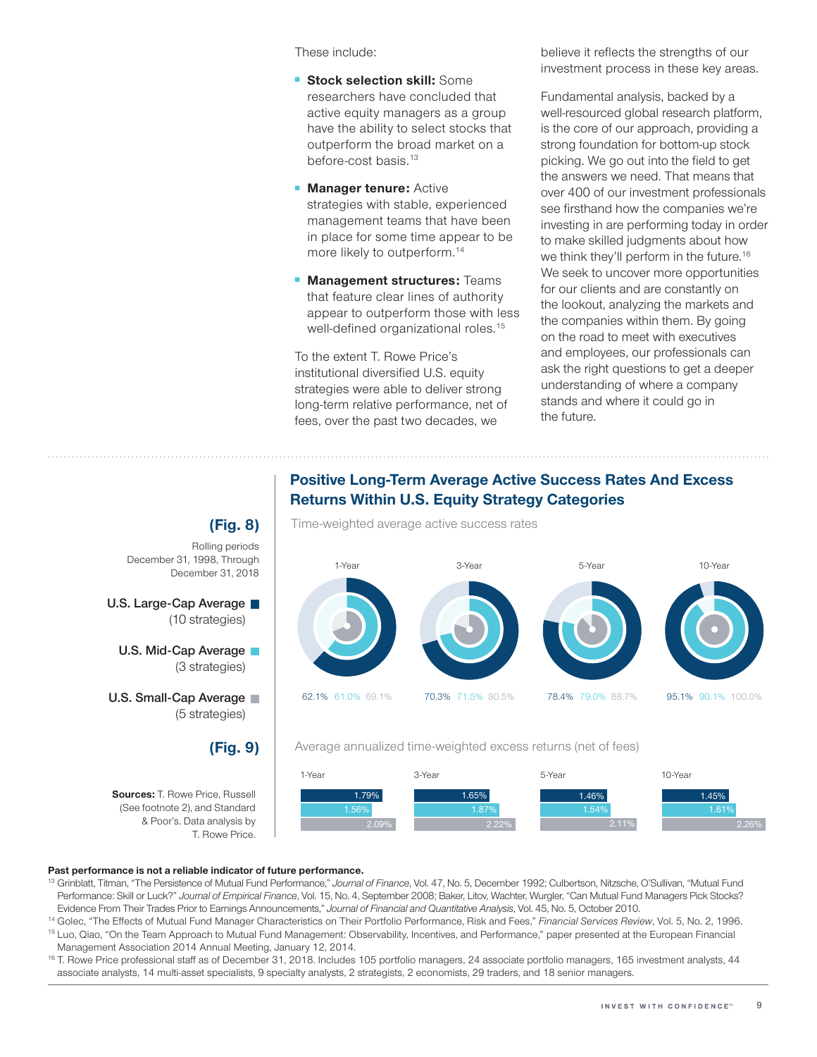These include:

- **Stock selection skill:** Some researchers have concluded that active equity managers as a group have the ability to select stocks that outperform the broad market on a before-cost basis.[13]

- **Manager tenure:** Active strategies with stable, experienced management teams that have been in place for some time appear to be more likely to outperform.[14]

- **Management structures:** Teams that feature clear lines of authority appear to outperform those with less well-defined organizational roles.[15]

To the extent T. Rowe Price's institutional diversified U.S. equity strategies were able to deliver strong long-term relative performance, net of fees, over the past two decades, we believe it reflects the strengths of our investment process in these key areas.

Fundamental analysis, backed by a well-resourced global research platform, is the core of our approach, providing a strong foundation for bottom-up stock picking. We go out into the field to get the answers we need. That means that over 400 of our investment professionals see firsthand how the companies we're investing in are performing today in order to make skilled judgments about how we think they'll perform in the future.[16] We seek to uncover more opportunities for our clients and are constantly on the lookout, analyzing the markets and the companies within them. By going on the road to meet with executives and employees, our professionals can ask the right questions to get a deeper understanding of where a company stands and where it could go in the future.

## Positive Long-Term Average Active Success Rates And Excess Returns Within U.S. Equity Strategy Categories

**(Fig. 8)**

Rolling periods December 31, 1998, Through December 31, 2018

Time-weighted average active success rates

| | 1-Year | 3-Year | 5-Year | 10-Year |
|---|---|---|---|---|
| U.S. Large-Cap Average (10 strategies) | 62.1% | 70.3% | 78.4% | 95.1% |
| U.S. Mid-Cap Average (3 strategies) | 61.0% | 71.5% | 79.0% | 90.1% |
| U.S. Small-Cap Average (5 strategies) | 69.1% | 80.5% | 88.7% | 100.0% |

**(Fig. 9)**

Average annualized time-weighted excess returns (net of fees)

| | 1-Year | 3-Year | 5-Year | 10-Year |
|---|---|---|---|---|
| U.S. Large-Cap Average (10 strategies) | 1.79% | 1.65% | 1.46% | 1.45% |
| U.S. Mid-Cap Average (3 strategies) | 1.56% | 1.87% | 1.54% | 1.61% |
| U.S. Small-Cap Average (5 strategies) | 2.09% | 2.22% | 2.11% | 2.26% |

**Sources:** T. Rowe Price, Russell (See footnote 2), and Standard & Poor's. Data analysis by T. Rowe Price.

**Past performance is not a reliable indicator of future performance.**

[13] Grinblatt, Titman, "The Persistence of Mutual Fund Performance," *Journal of Finance*, Vol. 47, No. 5, December 1992; Culbertson, Nitzsche, O'Sullivan, "Mutual Fund Performance: Skill or Luck?" *Journal of Empirical Finance*, Vol. 15, No. 4, September 2008; Baker, Litov, Wachter, Wurgler, "Can Mutual Fund Managers Pick Stocks? Evidence From Their Trades Prior to Earnings Announcements," *Journal of Financial and Quantitative Analysis*, Vol. 45, No. 5, October 2010.

[14] Golec, "The Effects of Mutual Fund Manager Characteristics on Their Portfolio Performance, Risk and Fees," *Financial Services Review*, Vol. 5, No. 2, 1996.

[15] Luo, Qiao, "On the Team Approach to Mutual Fund Management: Observability, Incentives, and Performance," paper presented at the European Financial Management Association 2014 Annual Meeting, January 12, 2014.

[16] T. Rowe Price professional staff as of December 31, 2018. Includes 105 portfolio managers, 24 associate portfolio managers, 165 investment analysts, 44 associate analysts, 14 multi-asset specialists, 9 specialty analysts, 2 strategists, 2 economists, 29 traders, and 18 senior managers.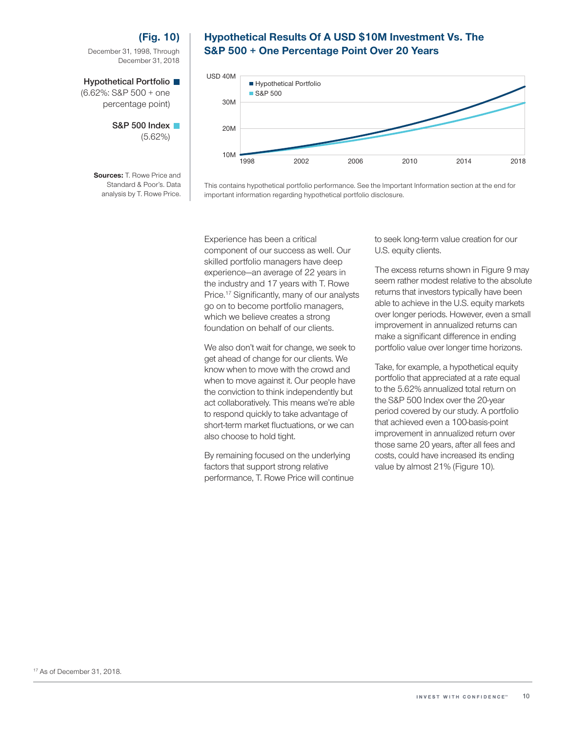**(Fig. 10)**

December 31, 1998, Through December 31, 2018

Hypothetical Portfolio (6.62%: S&P 500 + one percentage point)

S&P 500 Index (5.62%)

**Sources:** T. Rowe Price and Standard & Poor's. Data analysis by T. Rowe Price.

### Hypothetical Results Of A USD $10M Investment Vs. The S&P 500 + One Percentage Point Over 20 Years

This contains hypothetical portfolio performance. See the Important Information section at the end for important information regarding hypothetical portfolio disclosure.

Experience has been a critical component of our success as well. Our skilled portfolio managers have deep experience—an average of 22 years in the industry and 17 years with T. Rowe Price.[17] Significantly, many of our analysts go on to become portfolio managers, which we believe creates a strong foundation on behalf of our clients.

We also don't wait for change, we seek to get ahead of change for our clients. We know when to move with the crowd and when to move against it. Our people have the conviction to think independently but act collaboratively. This means we're able to respond quickly to take advantage of short-term market fluctuations, or we can also choose to hold tight.

By remaining focused on the underlying factors that support strong relative performance, T. Rowe Price will continue to seek long-term value creation for our U.S. equity clients.

The excess returns shown in Figure 9 may seem rather modest relative to the absolute returns that investors typically have been able to achieve in the U.S. equity markets over longer periods. However, even a small improvement in annualized returns can make a significant difference in ending portfolio value over longer time horizons.

Take, for example, a hypothetical equity portfolio that appreciated at a rate equal to the 5.62% annualized total return on the S&P 500 Index over the 20-year period covered by our study. A portfolio that achieved even a 100-basis-point improvement in annualized return over those same 20 years, after all fees and costs, could have increased its ending value by almost 21% (Figure 10).

[17] As of December 31, 2018.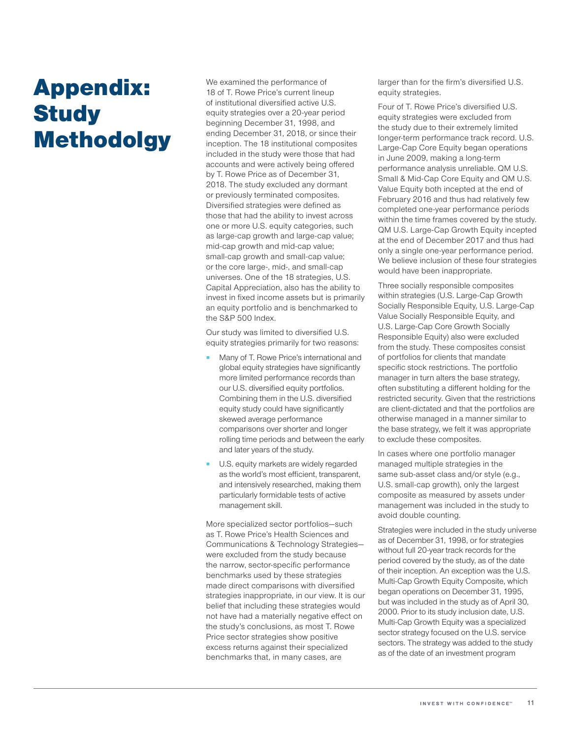# Appendix: Study Methodolgy

We examined the performance of 18 of T. Rowe Price's current lineup of institutional diversified active U.S. equity strategies over a 20-year period beginning December 31, 1998, and ending December 31, 2018, or since their inception. The 18 institutional composites included in the study were those that had accounts and were actively being offered by T. Rowe Price as of December 31, 2018. The study excluded any dormant or previously terminated composites. Diversified strategies were defined as those that had the ability to invest across one or more U.S. equity categories, such as large-cap growth and large-cap value; mid-cap growth and mid-cap value; small-cap growth and small-cap value; or the core large-, mid-, and small-cap universes. One of the 18 strategies, U.S. Capital Appreciation, also has the ability to invest in fixed income assets but is primarily an equity portfolio and is benchmarked to the S&P 500 Index.

Our study was limited to diversified U.S. equity strategies primarily for two reasons:

- Many of T. Rowe Price's international and global equity strategies have significantly more limited performance records than our U.S. diversified equity portfolios. Combining them in the U.S. diversified equity study could have significantly skewed average performance comparisons over shorter and longer rolling time periods and between the early and later years of the study.
- U.S. equity markets are widely regarded as the world's most efficient, transparent, and intensively researched, making them particularly formidable tests of active management skill.

More specialized sector portfolios—such as T. Rowe Price's Health Sciences and Communications & Technology Strategies—were excluded from the study because the narrow, sector-specific performance benchmarks used by these strategies made direct comparisons with diversified strategies inappropriate, in our view. It is our belief that including these strategies would not have had a materially negative effect on the study's conclusions, as most T. Rowe Price sector strategies show positive excess returns against their specialized benchmarks that, in many cases, are larger than for the firm's diversified U.S. equity strategies.

Four of T. Rowe Price's diversified U.S. equity strategies were excluded from the study due to their extremely limited longer-term performance track record. U.S. Large-Cap Core Equity began operations in June 2009, making a long-term performance analysis unreliable. QM U.S. Small & Mid-Cap Core Equity and QM U.S. Value Equity both incepted at the end of February 2016 and thus had relatively few completed one-year performance periods within the time frames covered by the study. QM U.S. Large-Cap Growth Equity incepted at the end of December 2017 and thus had only a single one-year performance period. We believe inclusion of these four strategies would have been inappropriate.

Three socially responsible composites within strategies (U.S. Large-Cap Growth Socially Responsible Equity, U.S. Large-Cap Value Socially Responsible Equity, and U.S. Large-Cap Core Growth Socially Responsible Equity) also were excluded from the study. These composites consist of portfolios for clients that mandate specific stock restrictions. The portfolio manager in turn alters the base strategy, often substituting a different holding for the restricted security. Given that the restrictions are client-dictated and that the portfolios are otherwise managed in a manner similar to the base strategy, we felt it was appropriate to exclude these composites.

In cases where one portfolio manager managed multiple strategies in the same sub-asset class and/or style (e.g., U.S. small-cap growth), only the largest composite as measured by assets under management was included in the study to avoid double counting.

Strategies were included in the study universe as of December 31, 1998, or for strategies without full 20-year track records for the period covered by the study, as of the date of their inception. An exception was the U.S. Multi-Cap Growth Equity Composite, which began operations on December 31, 1995, but was included in the study as of April 30, 2000. Prior to its study inclusion date, U.S. Multi-Cap Growth Equity was a specialized sector strategy focused on the U.S. service sectors. The strategy was added to the study as of the date of an investment program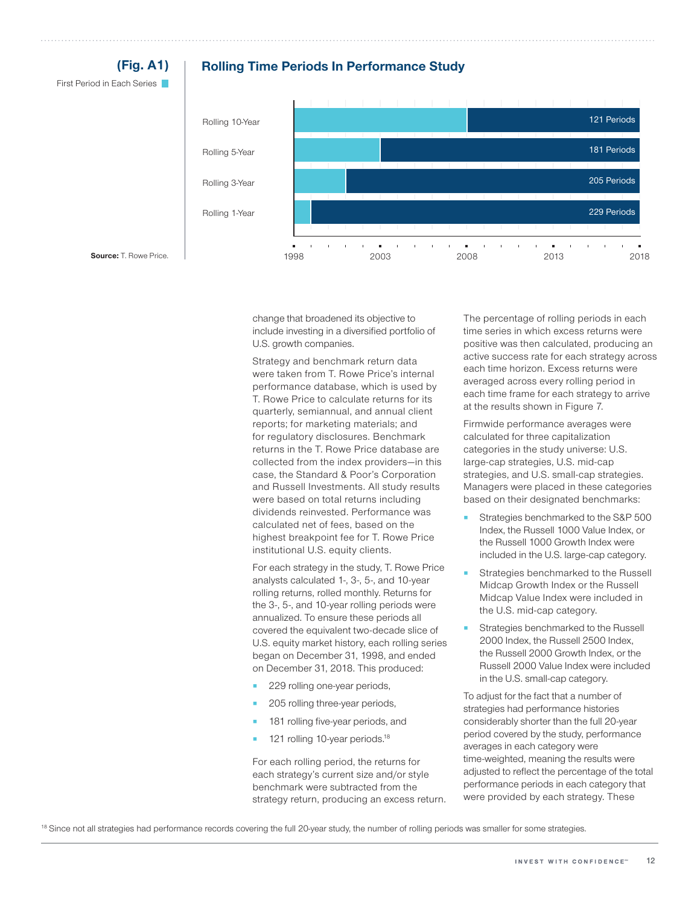**(Fig. A1)**

First Period in Each Series

## Rolling Time Periods In Performance Study

| Series | Periods |
|---|---|
| Rolling 10-Year | 121 Periods |
| Rolling 5-Year | 181 Periods |
| Rolling 3-Year | 205 Periods |
| Rolling 1-Year | 229 Periods |

1998 2003 2008 2013 2018

**Source:** T. Rowe Price.

change that broadened its objective to include investing in a diversified portfolio of U.S. growth companies.

Strategy and benchmark return data were taken from T. Rowe Price's internal performance database, which is used by T. Rowe Price to calculate returns for its quarterly, semiannual, and annual client reports; for marketing materials; and for regulatory disclosures. Benchmark returns in the T. Rowe Price database are collected from the index providers—in this case, the Standard & Poor's Corporation and Russell Investments. All study results were based on total returns including dividends reinvested. Performance was calculated net of fees, based on the highest breakpoint fee for T. Rowe Price institutional U.S. equity clients.

For each strategy in the study, T. Rowe Price analysts calculated 1-, 3-, 5-, and 10-year rolling returns, rolled monthly. Returns for the 3-, 5-, and 10-year rolling periods were annualized. To ensure these periods all covered the equivalent two-decade slice of U.S. equity market history, each rolling series began on December 31, 1998, and ended on December 31, 2018. This produced:

- 229 rolling one-year periods,
- 205 rolling three-year periods,
- 181 rolling five-year periods, and
- 121 rolling 10-year periods.[18]

For each rolling period, the returns for each strategy's current size and/or style benchmark were subtracted from the strategy return, producing an excess return.

The percentage of rolling periods in each time series in which excess returns were positive was then calculated, producing an active success rate for each strategy across each time horizon. Excess returns were averaged across every rolling period in each time frame for each strategy to arrive at the results shown in Figure 7.

Firmwide performance averages were calculated for three capitalization categories in the study universe: U.S. large-cap strategies, U.S. mid-cap strategies, and U.S. small-cap strategies. Managers were placed in these categories based on their designated benchmarks:

- Strategies benchmarked to the S&P 500 Index, the Russell 1000 Value Index, or the Russell 1000 Growth Index were included in the U.S. large-cap category.
- Strategies benchmarked to the Russell Midcap Growth Index or the Russell Midcap Value Index were included in the U.S. mid-cap category.
- Strategies benchmarked to the Russell 2000 Index, the Russell 2500 Index, the Russell 2000 Growth Index, or the Russell 2000 Value Index were included in the U.S. small-cap category.

To adjust for the fact that a number of strategies had performance histories considerably shorter than the full 20-year period covered by the study, performance averages in each category were time-weighted, meaning the results were adjusted to reflect the percentage of the total performance periods in each category that were provided by each strategy. These

[18] Since not all strategies had performance records covering the full 20-year study, the number of rolling periods was smaller for some strategies.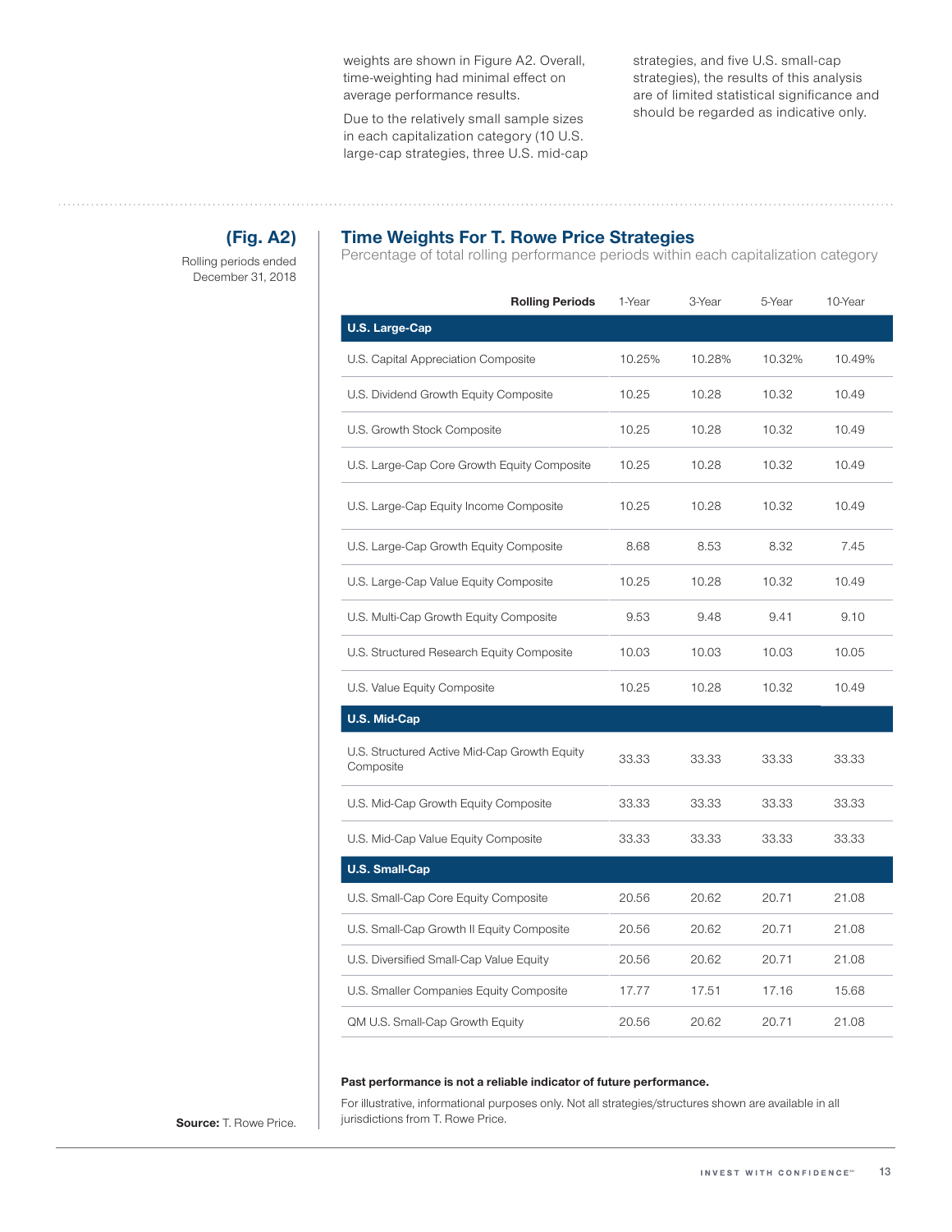weights are shown in Figure A2. Overall, time-weighting had minimal effect on average performance results.

Due to the relatively small sample sizes in each capitalization category (10 U.S. large-cap strategies, three U.S. mid-cap strategies, and five U.S. small-cap strategies), the results of this analysis are of limited statistical significance and should be regarded as indicative only.

**(Fig. A2)**

Rolling periods ended December 31, 2018

## Time Weights For T. Rowe Price Strategies

Percentage of total rolling performance periods within each capitalization category

| Rolling Periods | 1-Year | 3-Year | 5-Year | 10-Year |
|---|---|---|---|---|
| **U.S. Large-Cap** | | | | |
| U.S. Capital Appreciation Composite | 10.25% | 10.28% | 10.32% | 10.49% |
| U.S. Dividend Growth Equity Composite | 10.25 | 10.28 | 10.32 | 10.49 |
| U.S. Growth Stock Composite | 10.25 | 10.28 | 10.32 | 10.49 |
| U.S. Large-Cap Core Growth Equity Composite | 10.25 | 10.28 | 10.32 | 10.49 |
| U.S. Large-Cap Equity Income Composite | 10.25 | 10.28 | 10.32 | 10.49 |
| U.S. Large-Cap Growth Equity Composite | 8.68 | 8.53 | 8.32 | 7.45 |
| U.S. Large-Cap Value Equity Composite | 10.25 | 10.28 | 10.32 | 10.49 |
| U.S. Multi-Cap Growth Equity Composite | 9.53 | 9.48 | 9.41 | 9.10 |
| U.S. Structured Research Equity Composite | 10.03 | 10.03 | 10.03 | 10.05 |
| U.S. Value Equity Composite | 10.25 | 10.28 | 10.32 | 10.49 |
| **U.S. Mid-Cap** | | | | |
| U.S. Structured Active Mid-Cap Growth Equity Composite | 33.33 | 33.33 | 33.33 | 33.33 |
| U.S. Mid-Cap Growth Equity Composite | 33.33 | 33.33 | 33.33 | 33.33 |
| U.S. Mid-Cap Value Equity Composite | 33.33 | 33.33 | 33.33 | 33.33 |
| **U.S. Small-Cap** | | | | |
| U.S. Small-Cap Core Equity Composite | 20.56 | 20.62 | 20.71 | 21.08 |
| U.S. Small-Cap Growth II Equity Composite | 20.56 | 20.62 | 20.71 | 21.08 |
| U.S. Diversified Small-Cap Value Equity | 20.56 | 20.62 | 20.71 | 21.08 |
| U.S. Smaller Companies Equity Composite | 17.77 | 17.51 | 17.16 | 15.68 |
| QM U.S. Small-Cap Growth Equity | 20.56 | 20.62 | 20.71 | 21.08 |

**Past performance is not a reliable indicator of future performance.**

For illustrative, informational purposes only. Not all strategies/structures shown are available in all jurisdictions from T. Rowe Price.

**Source:** T. Rowe Price.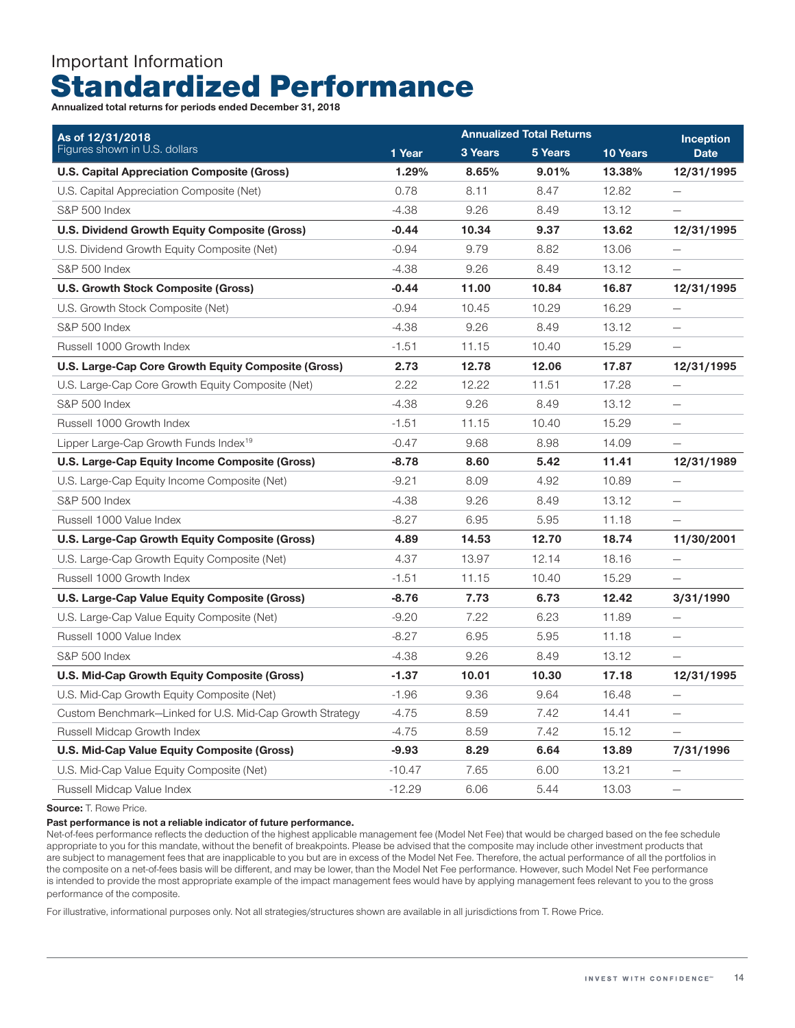Important Information

# Standardized Performance

**Annualized total returns for periods ended December 31, 2018**

| **As of 12/31/2018** Figures shown in U.S. dollars | Annualized Total Returns | | | | Inception |
|---|---|---|---|---|---|
| | **1 Year** | **3 Years** | **5 Years** | **10 Years** | **Date** |
| **U.S. Capital Appreciation Composite (Gross)** | **1.29%** | **8.65%** | **9.01%** | **13.38%** | **12/31/1995** |
| U.S. Capital Appreciation Composite (Net) | 0.78 | 8.11 | 8.47 | 12.82 | — |
| S&P 500 Index | -4.38 | 9.26 | 8.49 | 13.12 | — |
| **U.S. Dividend Growth Equity Composite (Gross)** | **-0.44** | **10.34** | **9.37** | **13.62** | **12/31/1995** |
| U.S. Dividend Growth Equity Composite (Net) | -0.94 | 9.79 | 8.82 | 13.06 | — |
| S&P 500 Index | -4.38 | 9.26 | 8.49 | 13.12 | — |
| **U.S. Growth Stock Composite (Gross)** | **-0.44** | **11.00** | **10.84** | **16.87** | **12/31/1995** |
| U.S. Growth Stock Composite (Net) | -0.94 | 10.45 | 10.29 | 16.29 | — |
| S&P 500 Index | -4.38 | 9.26 | 8.49 | 13.12 | — |
| Russell 1000 Growth Index | -1.51 | 11.15 | 10.40 | 15.29 | — |
| **U.S. Large-Cap Core Growth Equity Composite (Gross)** | **2.73** | **12.78** | **12.06** | **17.87** | **12/31/1995** |
| U.S. Large-Cap Core Growth Equity Composite (Net) | 2.22 | 12.22 | 11.51 | 17.28 | — |
| S&P 500 Index | -4.38 | 9.26 | 8.49 | 13.12 | — |
| Russell 1000 Growth Index | -1.51 | 11.15 | 10.40 | 15.29 | — |
| Lipper Large-Cap Growth Funds Index[19] | -0.47 | 9.68 | 8.98 | 14.09 | — |
| **U.S. Large-Cap Equity Income Composite (Gross)** | **-8.78** | **8.60** | **5.42** | **11.41** | **12/31/1989** |
| U.S. Large-Cap Equity Income Composite (Net) | -9.21 | 8.09 | 4.92 | 10.89 | — |
| S&P 500 Index | -4.38 | 9.26 | 8.49 | 13.12 | — |
| Russell 1000 Value Index | -8.27 | 6.95 | 5.95 | 11.18 | — |
| **U.S. Large-Cap Growth Equity Composite (Gross)** | **4.89** | **14.53** | **12.70** | **18.74** | **11/30/2001** |
| U.S. Large-Cap Growth Equity Composite (Net) | 4.37 | 13.97 | 12.14 | 18.16 | — |
| Russell 1000 Growth Index | -1.51 | 11.15 | 10.40 | 15.29 | — |
| **U.S. Large-Cap Value Equity Composite (Gross)** | **-8.76** | **7.73** | **6.73** | **12.42** | **3/31/1990** |
| U.S. Large-Cap Value Equity Composite (Net) | -9.20 | 7.22 | 6.23 | 11.89 | — |
| Russell 1000 Value Index | -8.27 | 6.95 | 5.95 | 11.18 | — |
| S&P 500 Index | -4.38 | 9.26 | 8.49 | 13.12 | — |
| **U.S. Mid-Cap Growth Equity Composite (Gross)** | **-1.37** | **10.01** | **10.30** | **17.18** | **12/31/1995** |
| U.S. Mid-Cap Growth Equity Composite (Net) | -1.96 | 9.36 | 9.64 | 16.48 | — |
| Custom Benchmark—Linked for U.S. Mid-Cap Growth Strategy | -4.75 | 8.59 | 7.42 | 14.41 | — |
| Russell Midcap Growth Index | -4.75 | 8.59 | 7.42 | 15.12 | — |
| **U.S. Mid-Cap Value Equity Composite (Gross)** | **-9.93** | **8.29** | **6.64** | **13.89** | **7/31/1996** |
| U.S. Mid-Cap Value Equity Composite (Net) | -10.47 | 7.65 | 6.00 | 13.21 | — |
| Russell Midcap Value Index | -12.29 | 6.06 | 5.44 | 13.03 | — |

**Source:** T. Rowe Price.

**Past performance is not a reliable indicator of future performance.**

Net-of-fees performance reflects the deduction of the highest applicable management fee (Model Net Fee) that would be charged based on the fee schedule appropriate to you for this mandate, without the benefit of breakpoints. Please be advised that the composite may include other investment products that are subject to management fees that are inapplicable to you but are in excess of the Model Net Fee. Therefore, the actual performance of all the portfolios in the composite on a net-of-fees basis will be different, and may be lower, than the Model Net Fee performance. However, such Model Net Fee performance is intended to provide the most appropriate example of the impact management fees would have by applying management fees relevant to you to the gross performance of the composite.

For illustrative, informational purposes only. Not all strategies/structures shown are available in all jurisdictions from T. Rowe Price.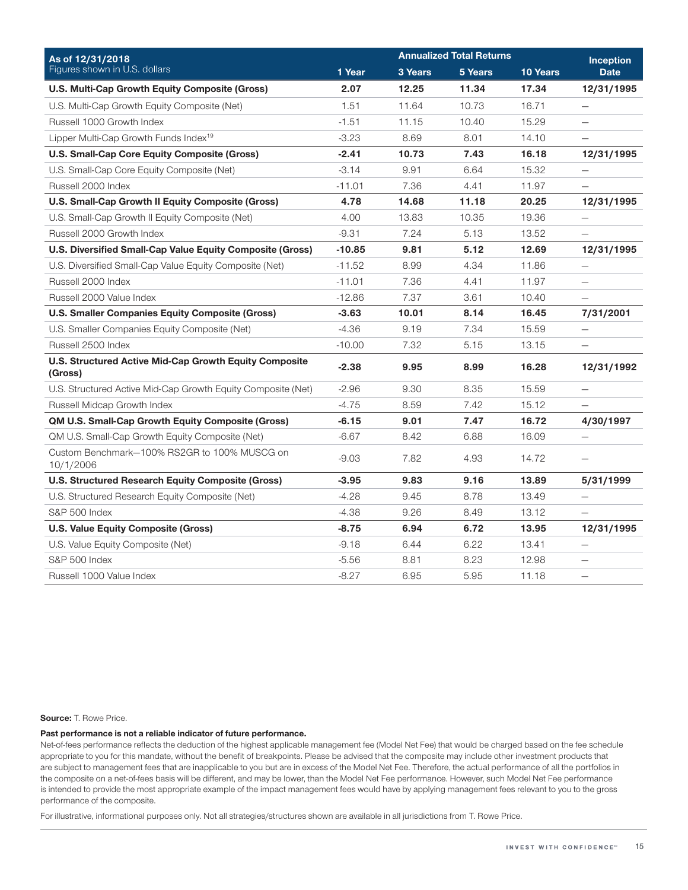| As of 12/31/2018<br>Figures shown in U.S. dollars | Annualized Total Returns | | | | Inception Date |
|---|---|---|---|---|---|
| | 1 Year | 3 Years | 5 Years | 10 Years | |
| **U.S. Multi-Cap Growth Equity Composite (Gross)** | **2.07** | **12.25** | **11.34** | **17.34** | **12/31/1995** |
| U.S. Multi-Cap Growth Equity Composite (Net) | 1.51 | 11.64 | 10.73 | 16.71 | — |
| Russell 1000 Growth Index | -1.51 | 11.15 | 10.40 | 15.29 | — |
| Lipper Multi-Cap Growth Funds Index[19] | -3.23 | 8.69 | 8.01 | 14.10 | — |
| **U.S. Small-Cap Core Equity Composite (Gross)** | **-2.41** | **10.73** | **7.43** | **16.18** | **12/31/1995** |
| U.S. Small-Cap Core Equity Composite (Net) | -3.14 | 9.91 | 6.64 | 15.32 | — |
| Russell 2000 Index | -11.01 | 7.36 | 4.41 | 11.97 | — |
| **U.S. Small-Cap Growth II Equity Composite (Gross)** | **4.78** | **14.68** | **11.18** | **20.25** | **12/31/1995** |
| U.S. Small-Cap Growth II Equity Composite (Net) | 4.00 | 13.83 | 10.35 | 19.36 | — |
| Russell 2000 Growth Index | -9.31 | 7.24 | 5.13 | 13.52 | — |
| **U.S. Diversified Small-Cap Value Equity Composite (Gross)** | **-10.85** | **9.81** | **5.12** | **12.69** | **12/31/1995** |
| U.S. Diversified Small-Cap Value Equity Composite (Net) | -11.52 | 8.99 | 4.34 | 11.86 | — |
| Russell 2000 Index | -11.01 | 7.36 | 4.41 | 11.97 | — |
| Russell 2000 Value Index | -12.86 | 7.37 | 3.61 | 10.40 | — |
| **U.S. Smaller Companies Equity Composite (Gross)** | **-3.63** | **10.01** | **8.14** | **16.45** | **7/31/2001** |
| U.S. Smaller Companies Equity Composite (Net) | -4.36 | 9.19 | 7.34 | 15.59 | — |
| Russell 2500 Index | -10.00 | 7.32 | 5.15 | 13.15 | — |
| **U.S. Structured Active Mid-Cap Growth Equity Composite (Gross)** | **-2.38** | **9.95** | **8.99** | **16.28** | **12/31/1992** |
| U.S. Structured Active Mid-Cap Growth Equity Composite (Net) | -2.96 | 9.30 | 8.35 | 15.59 | — |
| Russell Midcap Growth Index | -4.75 | 8.59 | 7.42 | 15.12 | — |
| **QM U.S. Small-Cap Growth Equity Composite (Gross)** | **-6.15** | **9.01** | **7.47** | **16.72** | **4/30/1997** |
| QM U.S. Small-Cap Growth Equity Composite (Net) | -6.67 | 8.42 | 6.88 | 16.09 | — |
| Custom Benchmark—100% RS2GR to 100% MUSCG on 10/1/2006 | -9.03 | 7.82 | 4.93 | 14.72 | — |
| **U.S. Structured Research Equity Composite (Gross)** | **-3.95** | **9.83** | **9.16** | **13.89** | **5/31/1999** |
| U.S. Structured Research Equity Composite (Net) | -4.28 | 9.45 | 8.78 | 13.49 | — |
| S&P 500 Index | -4.38 | 9.26 | 8.49 | 13.12 | — |
| **U.S. Value Equity Composite (Gross)** | **-8.75** | **6.94** | **6.72** | **13.95** | **12/31/1995** |
| U.S. Value Equity Composite (Net) | -9.18 | 6.44 | 6.22 | 13.41 | — |
| S&P 500 Index | -5.56 | 8.81 | 8.23 | 12.98 | — |
| Russell 1000 Value Index | -8.27 | 6.95 | 5.95 | 11.18 | — |

**Source:** T. Rowe Price.

**Past performance is not a reliable indicator of future performance.**

Net-of-fees performance reflects the deduction of the highest applicable management fee (Model Net Fee) that would be charged based on the fee schedule appropriate to you for this mandate, without the benefit of breakpoints. Please be advised that the composite may include other investment products that are subject to management fees that are inapplicable to you but are in excess of the Model Net Fee. Therefore, the actual performance of all the portfolios in the composite on a net-of-fees basis will be different, and may be lower, than the Model Net Fee performance. However, such Model Net Fee performance is intended to provide the most appropriate example of the impact management fees would have by applying management fees relevant to you to the gross performance of the composite.

For illustrative, informational purposes only. Not all strategies/structures shown are available in all jurisdictions from T. Rowe Price.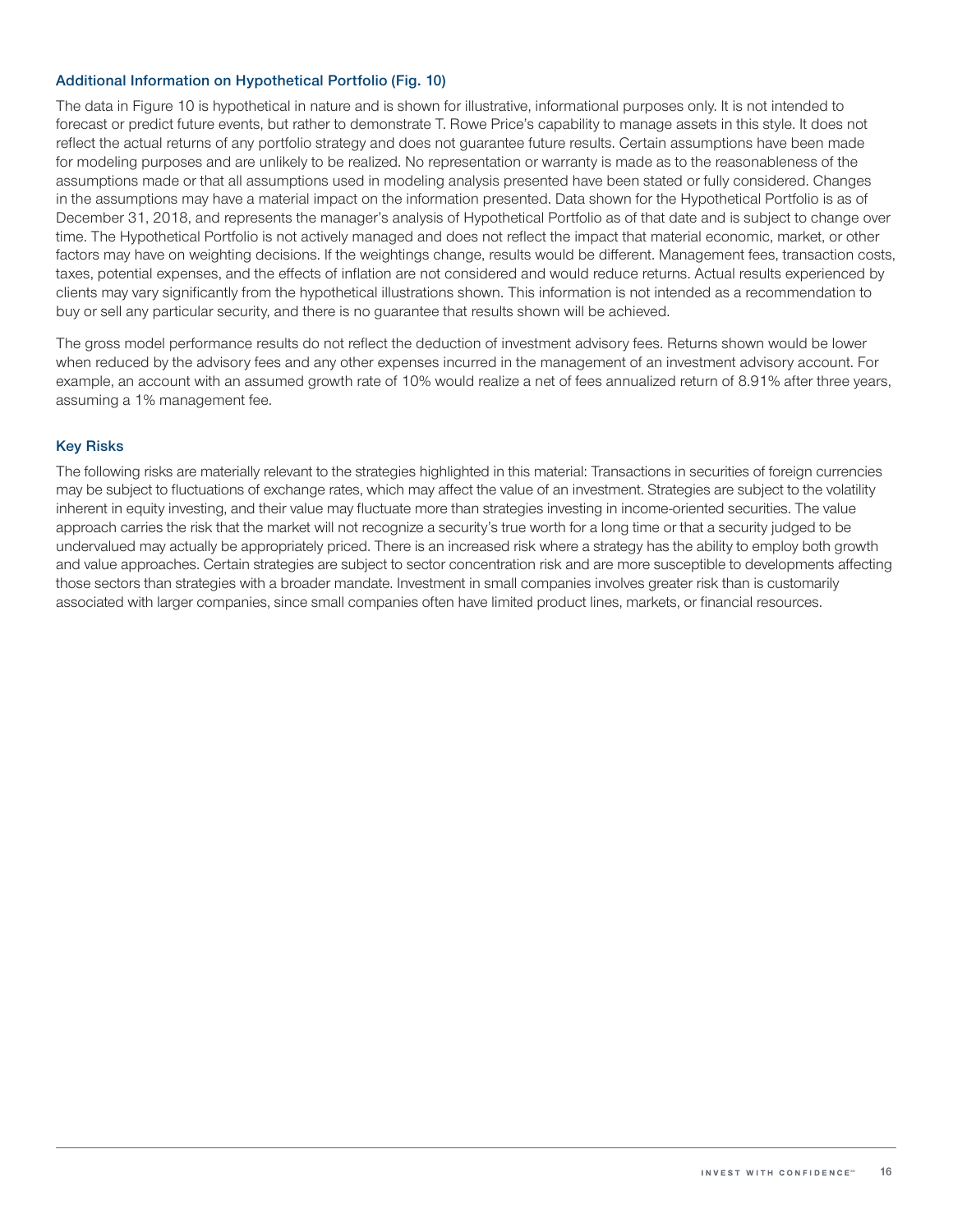### Additional Information on Hypothetical Portfolio (Fig. 10)

The data in Figure 10 is hypothetical in nature and is shown for illustrative, informational purposes only. It is not intended to forecast or predict future events, but rather to demonstrate T. Rowe Price's capability to manage assets in this style. It does not reflect the actual returns of any portfolio strategy and does not guarantee future results. Certain assumptions have been made for modeling purposes and are unlikely to be realized. No representation or warranty is made as to the reasonableness of the assumptions made or that all assumptions used in modeling analysis presented have been stated or fully considered. Changes in the assumptions may have a material impact on the information presented. Data shown for the Hypothetical Portfolio is as of December 31, 2018, and represents the manager's analysis of Hypothetical Portfolio as of that date and is subject to change over time. The Hypothetical Portfolio is not actively managed and does not reflect the impact that material economic, market, or other factors may have on weighting decisions. If the weightings change, results would be different. Management fees, transaction costs, taxes, potential expenses, and the effects of inflation are not considered and would reduce returns. Actual results experienced by clients may vary significantly from the hypothetical illustrations shown. This information is not intended as a recommendation to buy or sell any particular security, and there is no guarantee that results shown will be achieved.

The gross model performance results do not reflect the deduction of investment advisory fees. Returns shown would be lower when reduced by the advisory fees and any other expenses incurred in the management of an investment advisory account. For example, an account with an assumed growth rate of 10% would realize a net of fees annualized return of 8.91% after three years, assuming a 1% management fee.

### Key Risks

The following risks are materially relevant to the strategies highlighted in this material: Transactions in securities of foreign currencies may be subject to fluctuations of exchange rates, which may affect the value of an investment. Strategies are subject to the volatility inherent in equity investing, and their value may fluctuate more than strategies investing in income-oriented securities. The value approach carries the risk that the market will not recognize a security's true worth for a long time or that a security judged to be undervalued may actually be appropriately priced. There is an increased risk where a strategy has the ability to employ both growth and value approaches. Certain strategies are subject to sector concentration risk and are more susceptible to developments affecting those sectors than strategies with a broader mandate. Investment in small companies involves greater risk than is customarily associated with larger companies, since small companies often have limited product lines, markets, or financial resources.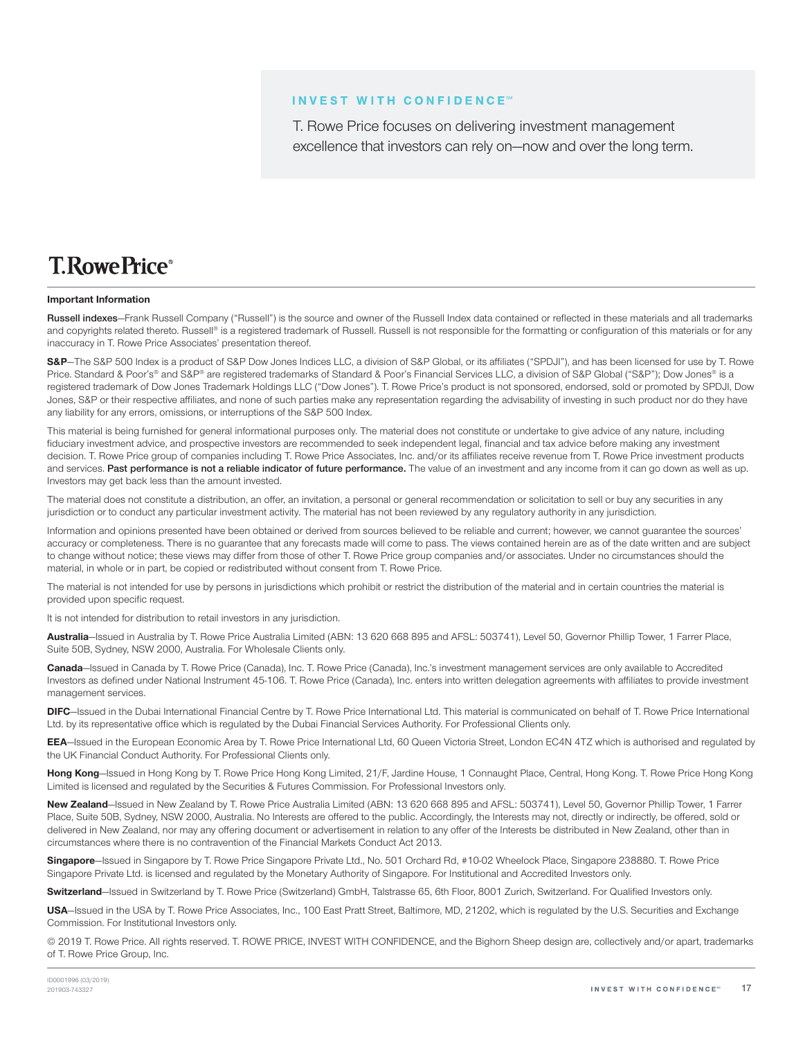**INVEST WITH CONFIDENCE℠**

T. Rowe Price focuses on delivering investment management excellence that investors can rely on—now and over the long term.

T.RowePrice®

**Important Information**

**Russell indexes**—Frank Russell Company ("Russell") is the source and owner of the Russell Index data contained or reflected in these materials and all trademarks and copyrights related thereto. Russell® is a registered trademark of Russell. Russell is not responsible for the formatting or configuration of this materials or for any inaccuracy in T. Rowe Price Associates' presentation thereof.

**S&P**—The S&P 500 Index is a product of S&P Dow Jones Indices LLC, a division of S&P Global, or its affiliates ("SPDJI"), and has been licensed for use by T. Rowe Price. Standard & Poor's® and S&P® are registered trademarks of Standard & Poor's Financial Services LLC, a division of S&P Global ("S&P"); Dow Jones® is a registered trademark of Dow Jones Trademark Holdings LLC ("Dow Jones"). T. Rowe Price's product is not sponsored, endorsed, sold or promoted by SPDJI, Dow Jones, S&P or their respective affiliates, and none of such parties make any representation regarding the advisability of investing in such product nor do they have any liability for any errors, omissions, or interruptions of the S&P 500 Index.

This material is being furnished for general informational purposes only. The material does not constitute or undertake to give advice of any nature, including fiduciary investment advice, and prospective investors are recommended to seek independent legal, financial and tax advice before making any investment decision. T. Rowe Price group of companies including T. Rowe Price Associates, Inc. and/or its affiliates receive revenue from T. Rowe Price investment products and services. **Past performance is not a reliable indicator of future performance.** The value of an investment and any income from it can go down as well as up. Investors may get back less than the amount invested.

The material does not constitute a distribution, an offer, an invitation, a personal or general recommendation or solicitation to sell or buy any securities in any jurisdiction or to conduct any particular investment activity. The material has not been reviewed by any regulatory authority in any jurisdiction.

Information and opinions presented have been obtained or derived from sources believed to be reliable and current; however, we cannot guarantee the sources' accuracy or completeness. There is no guarantee that any forecasts made will come to pass. The views contained herein are as of the date written and are subject to change without notice; these views may differ from those of other T. Rowe Price group companies and/or associates. Under no circumstances should the material, in whole or in part, be copied or redistributed without consent from T. Rowe Price.

The material is not intended for use by persons in jurisdictions which prohibit or restrict the distribution of the material and in certain countries the material is provided upon specific request.

It is not intended for distribution to retail investors in any jurisdiction.

**Australia**—Issued in Australia by T. Rowe Price Australia Limited (ABN: 13 620 668 895 and AFSL: 503741), Level 50, Governor Phillip Tower, 1 Farrer Place, Suite 50B, Sydney, NSW 2000, Australia. For Wholesale Clients only.

**Canada**—Issued in Canada by T. Rowe Price (Canada), Inc. T. Rowe Price (Canada), Inc.'s investment management services are only available to Accredited Investors as defined under National Instrument 45-106. T. Rowe Price (Canada), Inc. enters into written delegation agreements with affiliates to provide investment management services.

**DIFC**—Issued in the Dubai International Financial Centre by T. Rowe Price International Ltd. This material is communicated on behalf of T. Rowe Price International Ltd. by its representative office which is regulated by the Dubai Financial Services Authority. For Professional Clients only.

**EEA**—Issued in the European Economic Area by T. Rowe Price International Ltd, 60 Queen Victoria Street, London EC4N 4TZ which is authorised and regulated by the UK Financial Conduct Authority. For Professional Clients only.

**Hong Kong**—Issued in Hong Kong by T. Rowe Price Hong Kong Limited, 21/F, Jardine House, 1 Connaught Place, Central, Hong Kong. T. Rowe Price Hong Kong Limited is licensed and regulated by the Securities & Futures Commission. For Professional Investors only.

**New Zealand**—Issued in New Zealand by T. Rowe Price Australia Limited (ABN: 13 620 668 895 and AFSL: 503741), Level 50, Governor Phillip Tower, 1 Farrer Place, Suite 50B, Sydney, NSW 2000, Australia. No Interests are offered to the public. Accordingly, the Interests may not, directly or indirectly, be offered, sold or delivered in New Zealand, nor may any offering document or advertisement in relation to any offer of the Interests be distributed in New Zealand, other than in circumstances where there is no contravention of the Financial Markets Conduct Act 2013.

**Singapore**—Issued in Singapore by T. Rowe Price Singapore Private Ltd., No. 501 Orchard Rd, #10-02 Wheelock Place, Singapore 238880. T. Rowe Price Singapore Private Ltd. is licensed and regulated by the Monetary Authority of Singapore. For Institutional and Accredited Investors only.

**Switzerland**—Issued in Switzerland by T. Rowe Price (Switzerland) GmbH, Talstrasse 65, 6th Floor, 8001 Zurich, Switzerland. For Qualified Investors only.

**USA**—Issued in the USA by T. Rowe Price Associates, Inc., 100 East Pratt Street, Baltimore, MD, 21202, which is regulated by the U.S. Securities and Exchange Commission. For Institutional Investors only.

© 2019 T. Rowe Price. All rights reserved. T. ROWE PRICE, INVEST WITH CONFIDENCE, and the Bighorn Sheep design are, collectively and/or apart, trademarks of T. Rowe Price Group, Inc.

ID0001996 (03/2019)
201903-743327